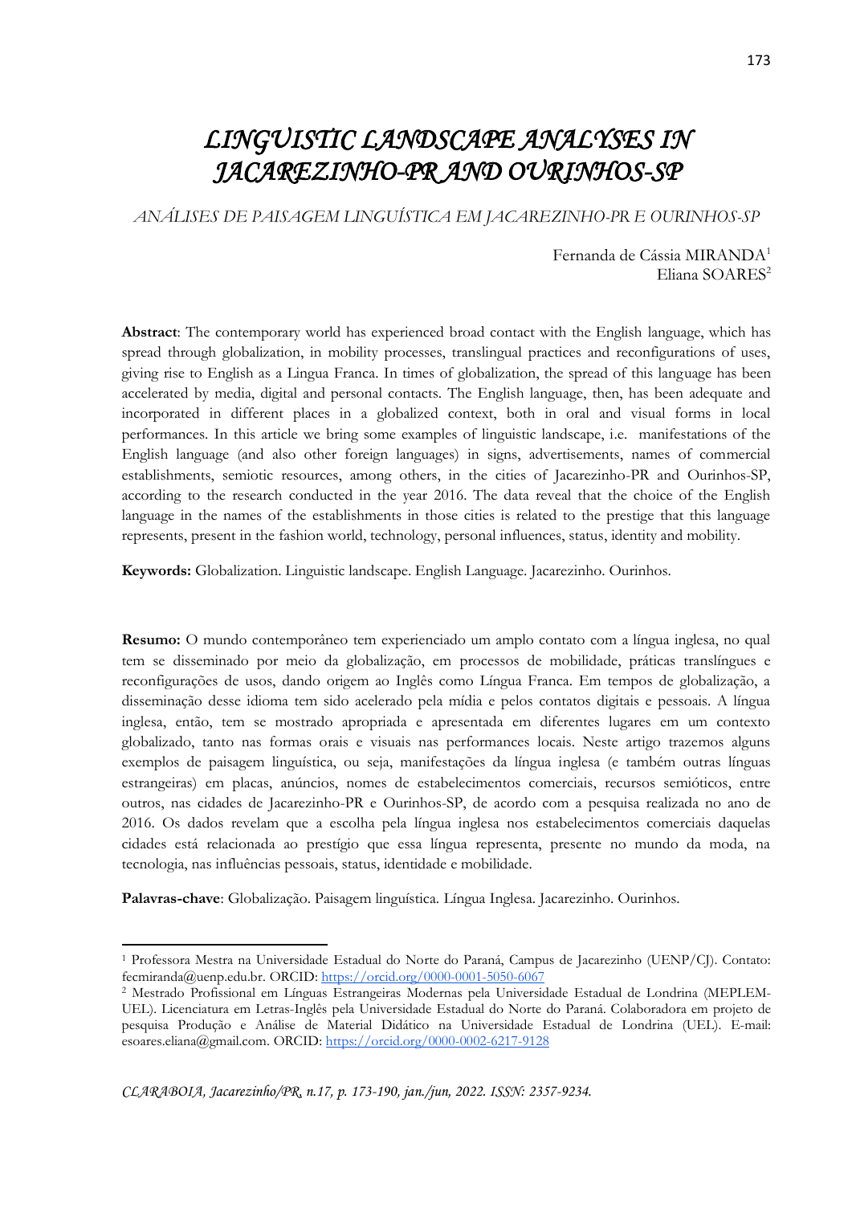# *LINGUISTIC LANDSCAPE ANALYSES IN JACAREZINHO-PR AND OURINHOS-SP*

*ANÁLISES DE PAISAGEM LINGUÍSTICA EM JACAREZINHO-PR E OURINHOS-SP*

Fernanda de Cássia MIRANDA[1]
Eliana SOARES[2]

**Abstract**: The contemporary world has experienced broad contact with the English language, which has spread through globalization, in mobility processes, translingual practices and reconfigurations of uses, giving rise to English as a Lingua Franca. In times of globalization, the spread of this language has been accelerated by media, digital and personal contacts. The English language, then, has been adequate and incorporated in different places in a globalized context, both in oral and visual forms in local performances. In this article we bring some examples of linguistic landscape, i.e. manifestations of the English language (and also other foreign languages) in signs, advertisements, names of commercial establishments, semiotic resources, among others, in the cities of Jacarezinho-PR and Ourinhos-SP, according to the research conducted in the year 2016. The data reveal that the choice of the English language in the names of the establishments in those cities is related to the prestige that this language represents, present in the fashion world, technology, personal influences, status, identity and mobility.

**Keywords:** Globalization. Linguistic landscape. English Language. Jacarezinho. Ourinhos.

**Resumo:** O mundo contemporâneo tem experienciado um amplo contato com a língua inglesa, no qual tem se disseminado por meio da globalização, em processos de mobilidade, práticas translíngues e reconfigurações de usos, dando origem ao Inglês como Língua Franca. Em tempos de globalização, a disseminação desse idioma tem sido acelerado pela mídia e pelos contatos digitais e pessoais. A língua inglesa, então, tem se mostrado apropriada e apresentada em diferentes lugares em um contexto globalizado, tanto nas formas orais e visuais nas performances locais. Neste artigo trazemos alguns exemplos de paisagem linguística, ou seja, manifestações da língua inglesa (e também outras línguas estrangeiras) em placas, anúncios, nomes de estabelecimentos comerciais, recursos semióticos, entre outros, nas cidades de Jacarezinho-PR e Ourinhos-SP, de acordo com a pesquisa realizada no ano de 2016. Os dados revelam que a escolha pela língua inglesa nos estabelecimentos comerciais daquelas cidades está relacionada ao prestígio que essa língua representa, presente no mundo da moda, na tecnologia, nas influências pessoais, status, identidade e mobilidade.

**Palavras-chave**: Globalização. Paisagem linguística. Língua Inglesa. Jacarezinho. Ourinhos.

---

[1] Professora Mestra na Universidade Estadual do Norte do Paraná, Campus de Jacarezinho (UENP/CJ). Contato: fecmiranda@uenp.edu.br. ORCID: https://orcid.org/0000-0001-5050-6067

[2] Mestrado Profissional em Línguas Estrangeiras Modernas pela Universidade Estadual de Londrina (MEPLEM-UEL). Licenciatura em Letras-Inglês pela Universidade Estadual do Norte do Paraná. Colaboradora em projeto de pesquisa Produção e Análise de Material Didático na Universidade Estadual de Londrina (UEL). E-mail: esoares.eliana@gmail.com. ORCID: https://orcid.org/0000-0002-6217-9128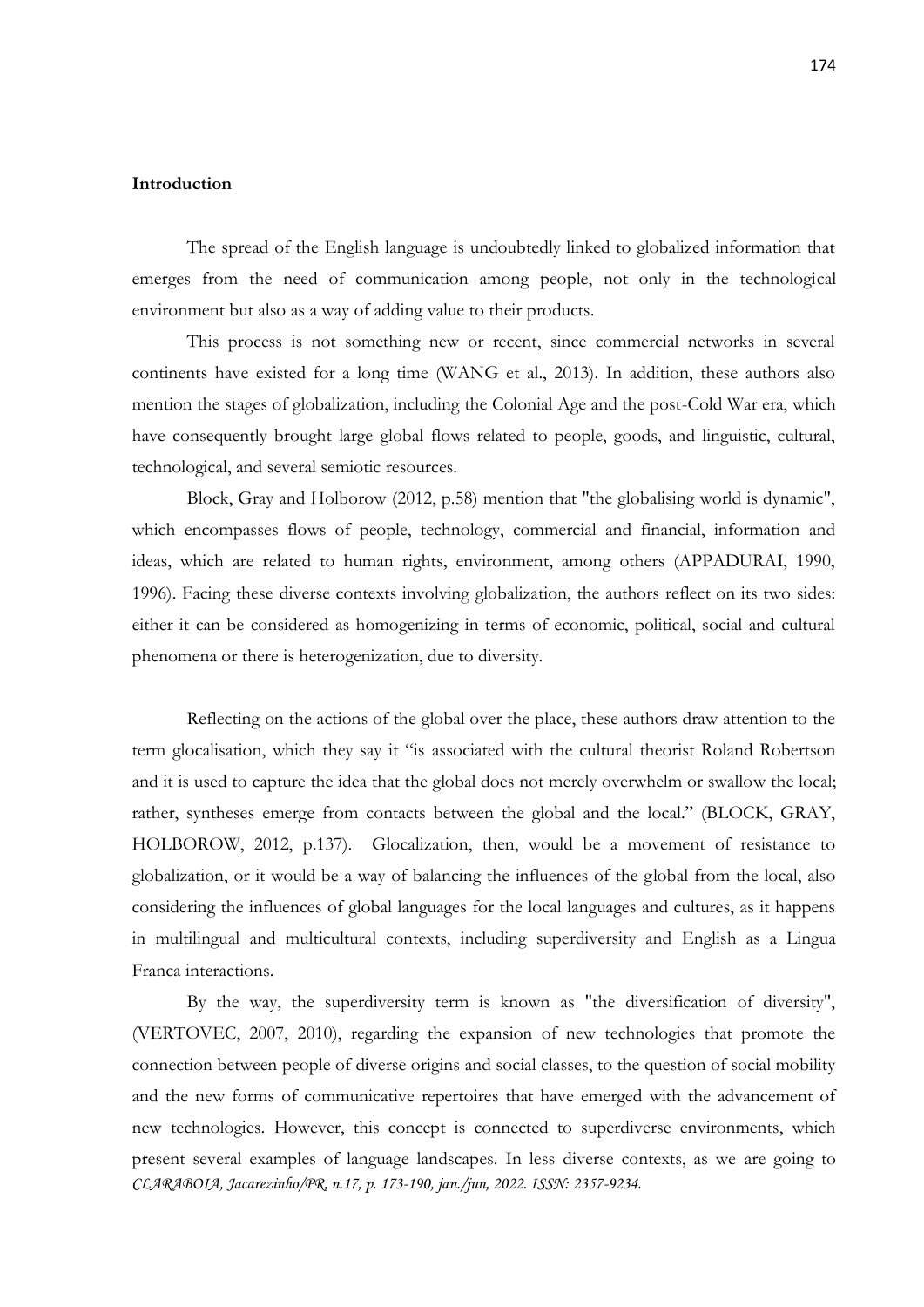**Introduction**

The spread of the English language is undoubtedly linked to globalized information that emerges from the need of communication among people, not only in the technological environment but also as a way of adding value to their products.

This process is not something new or recent, since commercial networks in several continents have existed for a long time (WANG et al., 2013). In addition, these authors also mention the stages of globalization, including the Colonial Age and the post-Cold War era, which have consequently brought large global flows related to people, goods, and linguistic, cultural, technological, and several semiotic resources.

Block, Gray and Holborow (2012, p.58) mention that "the globalising world is dynamic", which encompasses flows of people, technology, commercial and financial, information and ideas, which are related to human rights, environment, among others (APPADURAI, 1990, 1996). Facing these diverse contexts involving globalization, the authors reflect on its two sides: either it can be considered as homogenizing in terms of economic, political, social and cultural phenomena or there is heterogenization, due to diversity.

Reflecting on the actions of the global over the place, these authors draw attention to the term glocalisation, which they say it "is associated with the cultural theorist Roland Robertson and it is used to capture the idea that the global does not merely overwhelm or swallow the local; rather, syntheses emerge from contacts between the global and the local." (BLOCK, GRAY, HOLBOROW, 2012, p.137). Glocalization, then, would be a movement of resistance to globalization, or it would be a way of balancing the influences of the global from the local, also considering the influences of global languages for the local languages and cultures, as it happens in multilingual and multicultural contexts, including superdiversity and English as a Lingua Franca interactions.

By the way, the superdiversity term is known as "the diversification of diversity", (VERTOVEC, 2007, 2010), regarding the expansion of new technologies that promote the connection between people of diverse origins and social classes, to the question of social mobility and the new forms of communicative repertoires that have emerged with the advancement of new technologies. However, this concept is connected to superdiverse environments, which present several examples of language landscapes. In less diverse contexts, as we are going to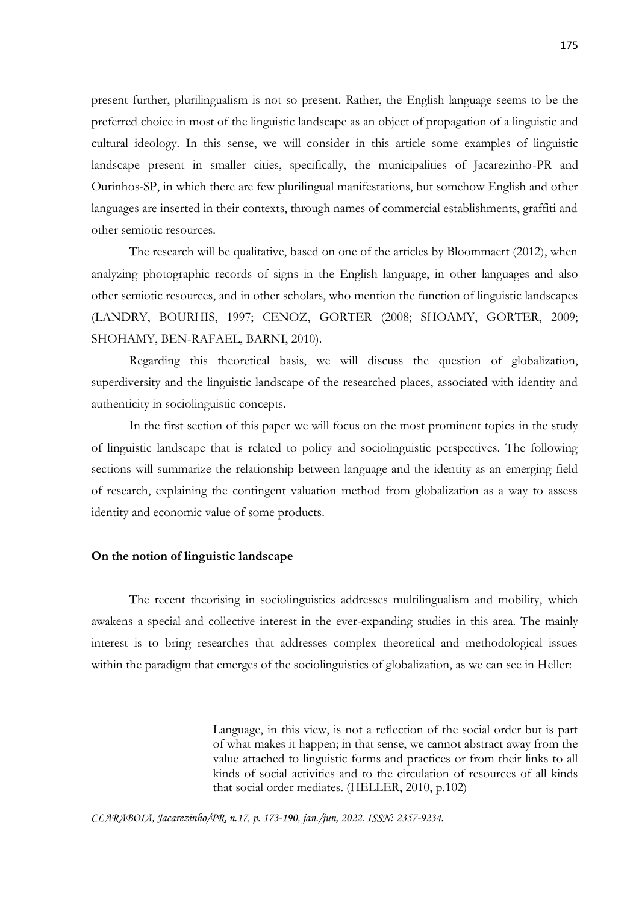present further, plurilingualism is not so present. Rather, the English language seems to be the preferred choice in most of the linguistic landscape as an object of propagation of a linguistic and cultural ideology. In this sense, we will consider in this article some examples of linguistic landscape present in smaller cities, specifically, the municipalities of Jacarezinho-PR and Ourinhos-SP, in which there are few plurilingual manifestations, but somehow English and other languages are inserted in their contexts, through names of commercial establishments, graffiti and other semiotic resources.

The research will be qualitative, based on one of the articles by Bloommaert (2012), when analyzing photographic records of signs in the English language, in other languages and also other semiotic resources, and in other scholars, who mention the function of linguistic landscapes (LANDRY, BOURHIS, 1997; CENOZ, GORTER (2008; SHOAMY, GORTER, 2009; SHOHAMY, BEN-RAFAEL, BARNI, 2010).

Regarding this theoretical basis, we will discuss the question of globalization, superdiversity and the linguistic landscape of the researched places, associated with identity and authenticity in sociolinguistic concepts.

In the first section of this paper we will focus on the most prominent topics in the study of linguistic landscape that is related to policy and sociolinguistic perspectives. The following sections will summarize the relationship between language and the identity as an emerging field of research, explaining the contingent valuation method from globalization as a way to assess identity and economic value of some products.

## On the notion of linguistic landscape

The recent theorising in sociolinguistics addresses multilingualism and mobility, which awakens a special and collective interest in the ever-expanding studies in this area. The mainly interest is to bring researches that addresses complex theoretical and methodological issues within the paradigm that emerges of the sociolinguistics of globalization, as we can see in Heller:

> Language, in this view, is not a reflection of the social order but is part of what makes it happen; in that sense, we cannot abstract away from the value attached to linguistic forms and practices or from their links to all kinds of social activities and to the circulation of resources of all kinds that social order mediates. (HELLER, 2010, p.102)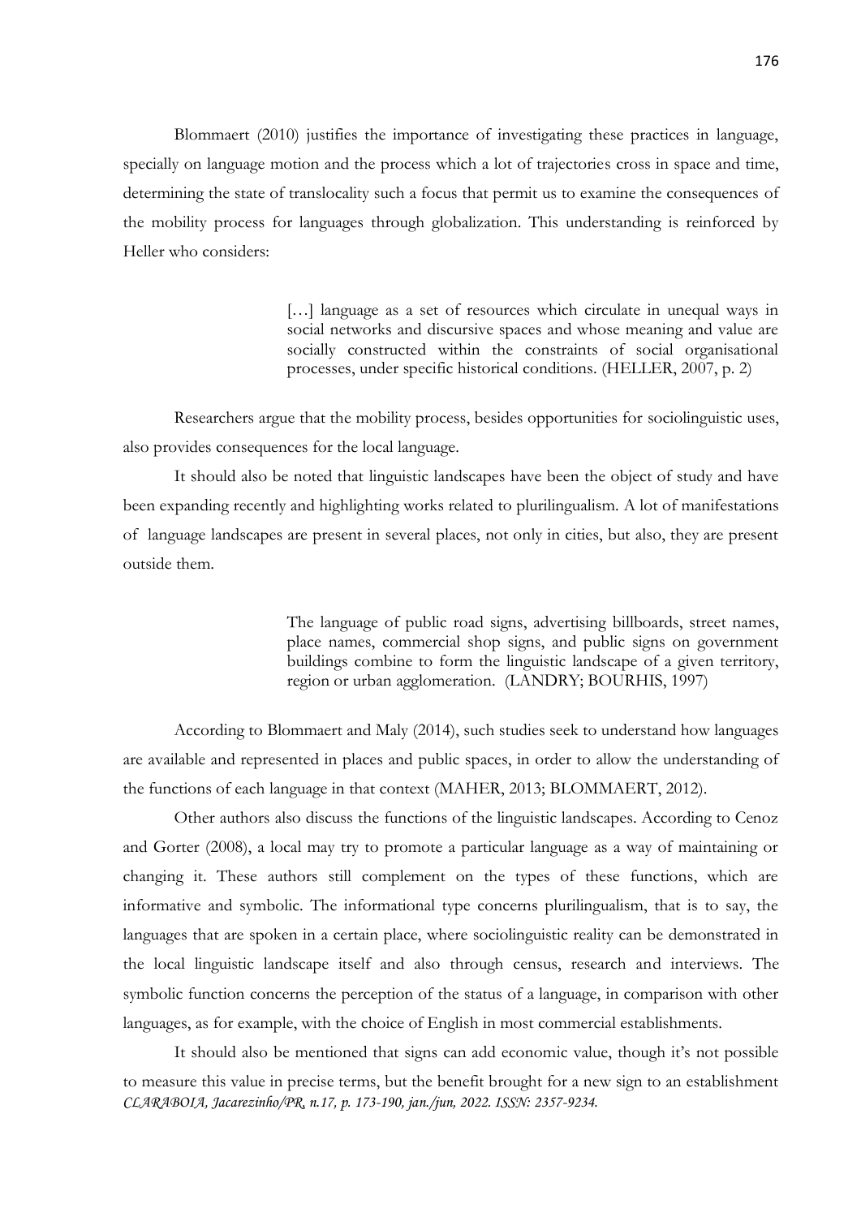Blommaert (2010) justifies the importance of investigating these practices in language, specially on language motion and the process which a lot of trajectories cross in space and time, determining the state of translocality such a focus that permit us to examine the consequences of the mobility process for languages through globalization. This understanding is reinforced by Heller who considers:

> […] language as a set of resources which circulate in unequal ways in social networks and discursive spaces and whose meaning and value are socially constructed within the constraints of social organisational processes, under specific historical conditions. (HELLER, 2007, p. 2)

Researchers argue that the mobility process, besides opportunities for sociolinguistic uses, also provides consequences for the local language.

It should also be noted that linguistic landscapes have been the object of study and have been expanding recently and highlighting works related to plurilingualism. A lot of manifestations of language landscapes are present in several places, not only in cities, but also, they are present outside them.

> The language of public road signs, advertising billboards, street names, place names, commercial shop signs, and public signs on government buildings combine to form the linguistic landscape of a given territory, region or urban agglomeration. (LANDRY; BOURHIS, 1997)

According to Blommaert and Maly (2014), such studies seek to understand how languages are available and represented in places and public spaces, in order to allow the understanding of the functions of each language in that context (MAHER, 2013; BLOMMAERT, 2012).

Other authors also discuss the functions of the linguistic landscapes. According to Cenoz and Gorter (2008), a local may try to promote a particular language as a way of maintaining or changing it. These authors still complement on the types of these functions, which are informative and symbolic. The informational type concerns plurilingualism, that is to say, the languages that are spoken in a certain place, where sociolinguistic reality can be demonstrated in the local linguistic landscape itself and also through census, research and interviews. The symbolic function concerns the perception of the status of a language, in comparison with other languages, as for example, with the choice of English in most commercial establishments.

It should also be mentioned that signs can add economic value, though it's not possible to measure this value in precise terms, but the benefit brought for a new sign to an establishment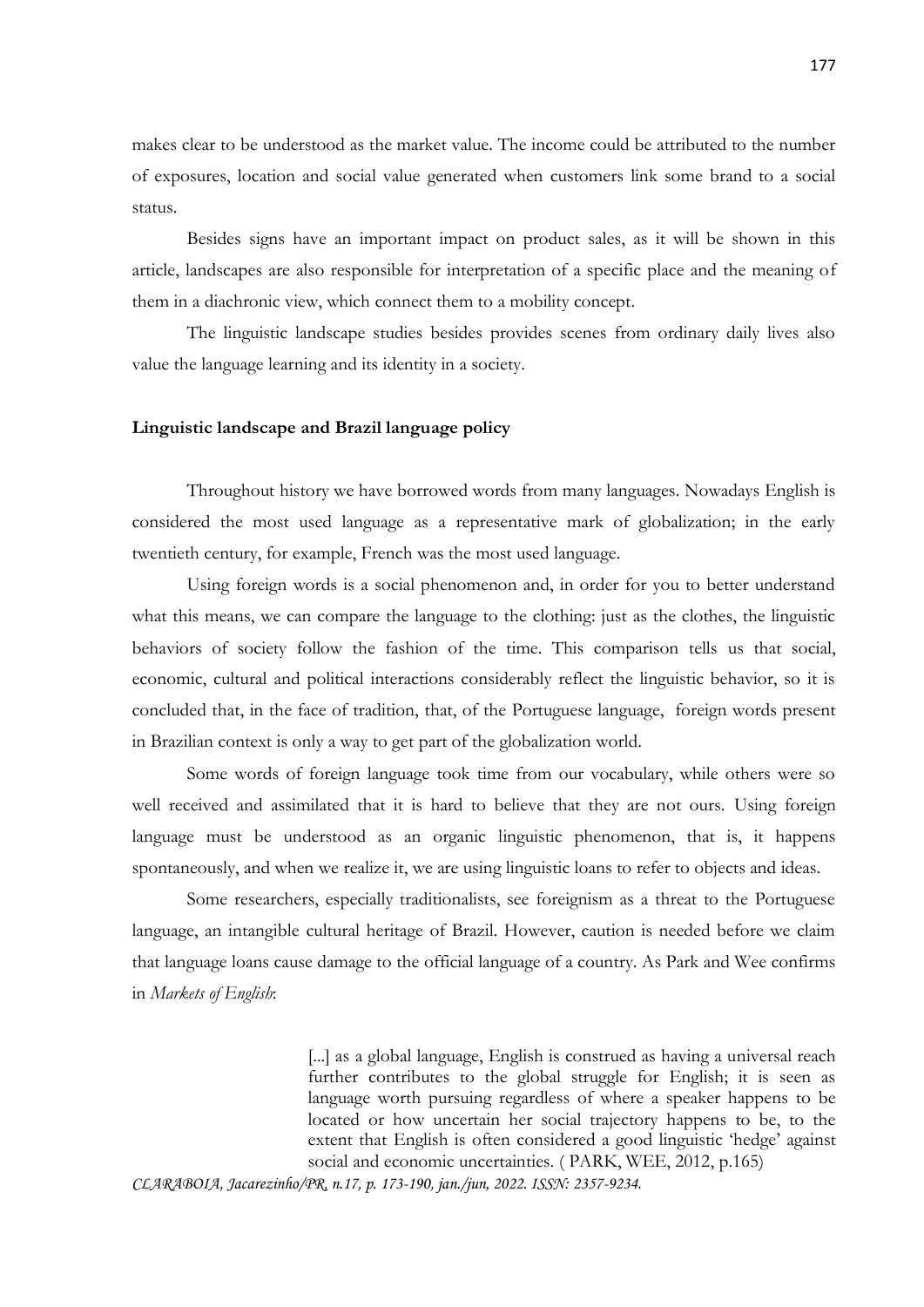makes clear to be understood as the market value. The income could be attributed to the number of exposures, location and social value generated when customers link some brand to a social status.

Besides signs have an important impact on product sales, as it will be shown in this article, landscapes are also responsible for interpretation of a specific place and the meaning of them in a diachronic view, which connect them to a mobility concept.

The linguistic landscape studies besides provides scenes from ordinary daily lives also value the language learning and its identity in a society.

## Linguistic landscape and Brazil language policy

Throughout history we have borrowed words from many languages. Nowadays English is considered the most used language as a representative mark of globalization; in the early twentieth century, for example, French was the most used language.

Using foreign words is a social phenomenon and, in order for you to better understand what this means, we can compare the language to the clothing: just as the clothes, the linguistic behaviors of society follow the fashion of the time. This comparison tells us that social, economic, cultural and political interactions considerably reflect the linguistic behavior, so it is concluded that, in the face of tradition, that, of the Portuguese language, foreign words present in Brazilian context is only a way to get part of the globalization world.

Some words of foreign language took time from our vocabulary, while others were so well received and assimilated that it is hard to believe that they are not ours. Using foreign language must be understood as an organic linguistic phenomenon, that is, it happens spontaneously, and when we realize it, we are using linguistic loans to refer to objects and ideas.

Some researchers, especially traditionalists, see foreignism as a threat to the Portuguese language, an intangible cultural heritage of Brazil. However, caution is needed before we claim that language loans cause damage to the official language of a country. As Park and Wee confirms in *Markets of English*:

> [...] as a global language, English is construed as having a universal reach further contributes to the global struggle for English; it is seen as language worth pursuing regardless of where a speaker happens to be located or how uncertain her social trajectory happens to be, to the extent that English is often considered a good linguistic 'hedge' against social and economic uncertainties. ( PARK, WEE, 2012, p.165)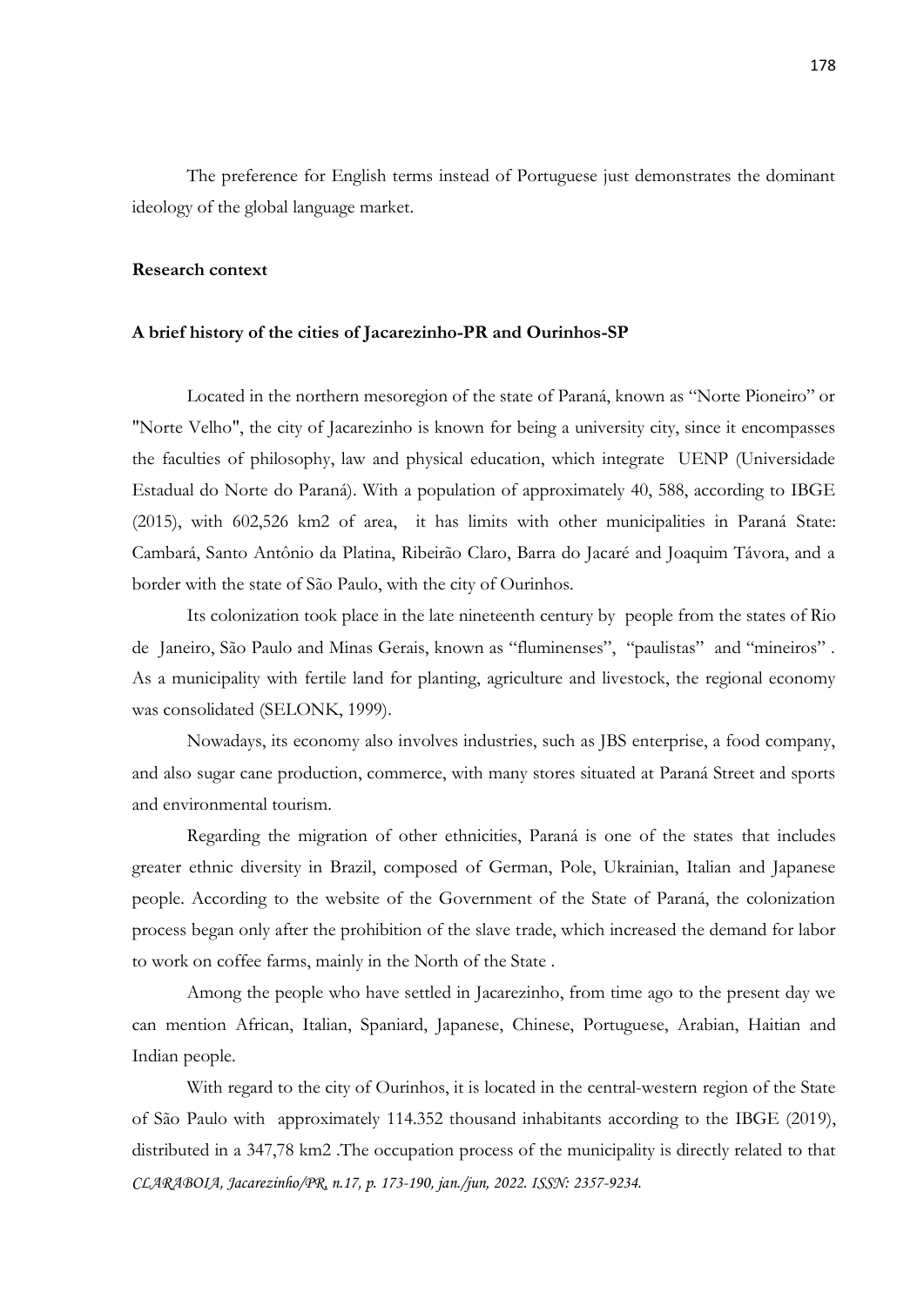The preference for English terms instead of Portuguese just demonstrates the dominant ideology of the global language market.

**Research context**

**A brief history of the cities of Jacarezinho-PR and Ourinhos-SP**

Located in the northern mesoregion of the state of Paraná, known as "Norte Pioneiro" or "Norte Velho", the city of Jacarezinho is known for being a university city, since it encompasses the faculties of philosophy, law and physical education, which integrate UENP (Universidade Estadual do Norte do Paraná). With a population of approximately 40, 588, according to IBGE (2015), with 602,526 km2 of area, it has limits with other municipalities in Paraná State: Cambará, Santo Antônio da Platina, Ribeirão Claro, Barra do Jacaré and Joaquim Távora, and a border with the state of São Paulo, with the city of Ourinhos.

Its colonization took place in the late nineteenth century by people from the states of Rio de Janeiro, São Paulo and Minas Gerais, known as "fluminenses", "paulistas" and "mineiros" . As a municipality with fertile land for planting, agriculture and livestock, the regional economy was consolidated (SELONK, 1999).

Nowadays, its economy also involves industries, such as JBS enterprise, a food company, and also sugar cane production, commerce, with many stores situated at Paraná Street and sports and environmental tourism.

Regarding the migration of other ethnicities, Paraná is one of the states that includes greater ethnic diversity in Brazil, composed of German, Pole, Ukrainian, Italian and Japanese people. According to the website of the Government of the State of Paraná, the colonization process began only after the prohibition of the slave trade, which increased the demand for labor to work on coffee farms, mainly in the North of the State .

Among the people who have settled in Jacarezinho, from time ago to the present day we can mention African, Italian, Spaniard, Japanese, Chinese, Portuguese, Arabian, Haitian and Indian people.

With regard to the city of Ourinhos, it is located in the central-western region of the State of São Paulo with approximately 114.352 thousand inhabitants according to the IBGE (2019), distributed in a 347,78 km2 .The occupation process of the municipality is directly related to that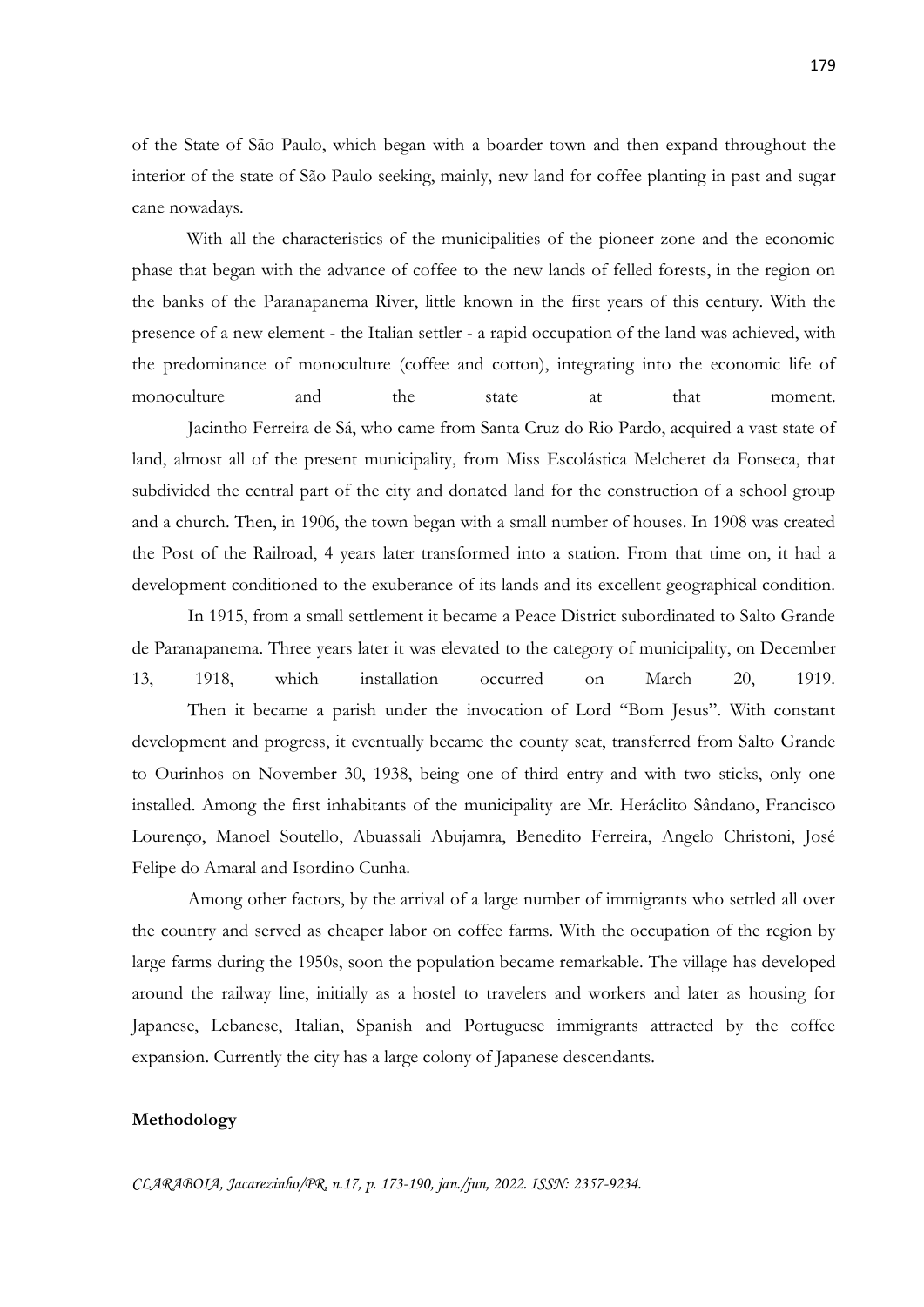of the State of São Paulo, which began with a boarder town and then expand throughout the interior of the state of São Paulo seeking, mainly, new land for coffee planting in past and sugar cane nowadays.

With all the characteristics of the municipalities of the pioneer zone and the economic phase that began with the advance of coffee to the new lands of felled forests, in the region on the banks of the Paranapanema River, little known in the first years of this century. With the presence of a new element - the Italian settler - a rapid occupation of the land was achieved, with the predominance of monoculture (coffee and cotton), integrating into the economic life of monoculture and the state at that moment.

Jacintho Ferreira de Sá, who came from Santa Cruz do Rio Pardo, acquired a vast state of land, almost all of the present municipality, from Miss Escolástica Melcheret da Fonseca, that subdivided the central part of the city and donated land for the construction of a school group and a church. Then, in 1906, the town began with a small number of houses. In 1908 was created the Post of the Railroad, 4 years later transformed into a station. From that time on, it had a development conditioned to the exuberance of its lands and its excellent geographical condition.

In 1915, from a small settlement it became a Peace District subordinated to Salto Grande de Paranapanema. Three years later it was elevated to the category of municipality, on December 13, 1918, which installation occurred on March 20, 1919.

Then it became a parish under the invocation of Lord "Bom Jesus". With constant development and progress, it eventually became the county seat, transferred from Salto Grande to Ourinhos on November 30, 1938, being one of third entry and with two sticks, only one installed. Among the first inhabitants of the municipality are Mr. Heráclito Sândano, Francisco Lourenço, Manoel Soutello, Abuassali Abujamra, Benedito Ferreira, Angelo Christoni, José Felipe do Amaral and Isordino Cunha.

Among other factors, by the arrival of a large number of immigrants who settled all over the country and served as cheaper labor on coffee farms. With the occupation of the region by large farms during the 1950s, soon the population became remarkable. The village has developed around the railway line, initially as a hostel to travelers and workers and later as housing for Japanese, Lebanese, Italian, Spanish and Portuguese immigrants attracted by the coffee expansion. Currently the city has a large colony of Japanese descendants.

## Methodology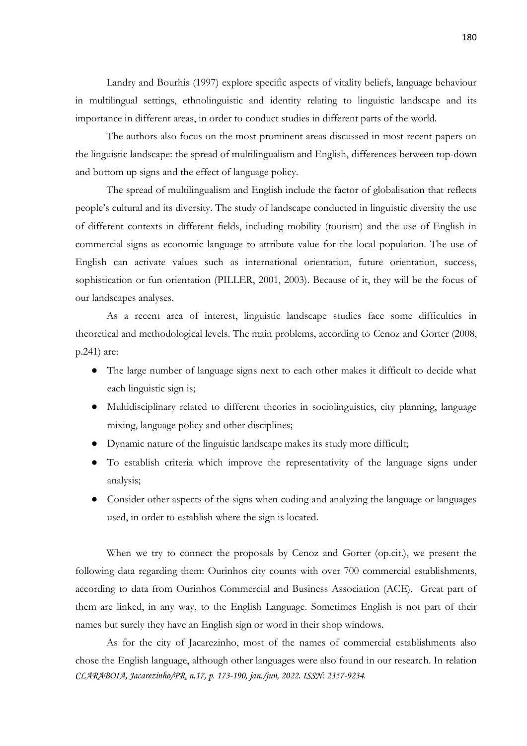Landry and Bourhis (1997) explore specific aspects of vitality beliefs, language behaviour in multilingual settings, ethnolinguistic and identity relating to linguistic landscape and its importance in different areas, in order to conduct studies in different parts of the world.

The authors also focus on the most prominent areas discussed in most recent papers on the linguistic landscape: the spread of multilingualism and English, differences between top-down and bottom up signs and the effect of language policy.

The spread of multilingualism and English include the factor of globalisation that reflects people's cultural and its diversity. The study of landscape conducted in linguistic diversity the use of different contexts in different fields, including mobility (tourism) and the use of English in commercial signs as economic language to attribute value for the local population. The use of English can activate values such as international orientation, future orientation, success, sophistication or fun orientation (PILLER, 2001, 2003). Because of it, they will be the focus of our landscapes analyses.

As a recent area of interest, linguistic landscape studies face some difficulties in theoretical and methodological levels. The main problems, according to Cenoz and Gorter (2008, p.241) are:

- The large number of language signs next to each other makes it difficult to decide what each linguistic sign is;
- Multidisciplinary related to different theories in sociolinguistics, city planning, language mixing, language policy and other disciplines;
- Dynamic nature of the linguistic landscape makes its study more difficult;
- To establish criteria which improve the representativity of the language signs under analysis;
- Consider other aspects of the signs when coding and analyzing the language or languages used, in order to establish where the sign is located.

When we try to connect the proposals by Cenoz and Gorter (op.cit.), we present the following data regarding them: Ourinhos city counts with over 700 commercial establishments, according to data from Ourinhos Commercial and Business Association (ACE). Great part of them are linked, in any way, to the English Language. Sometimes English is not part of their names but surely they have an English sign or word in their shop windows.

As for the city of Jacarezinho, most of the names of commercial establishments also chose the English language, although other languages were also found in our research. In relation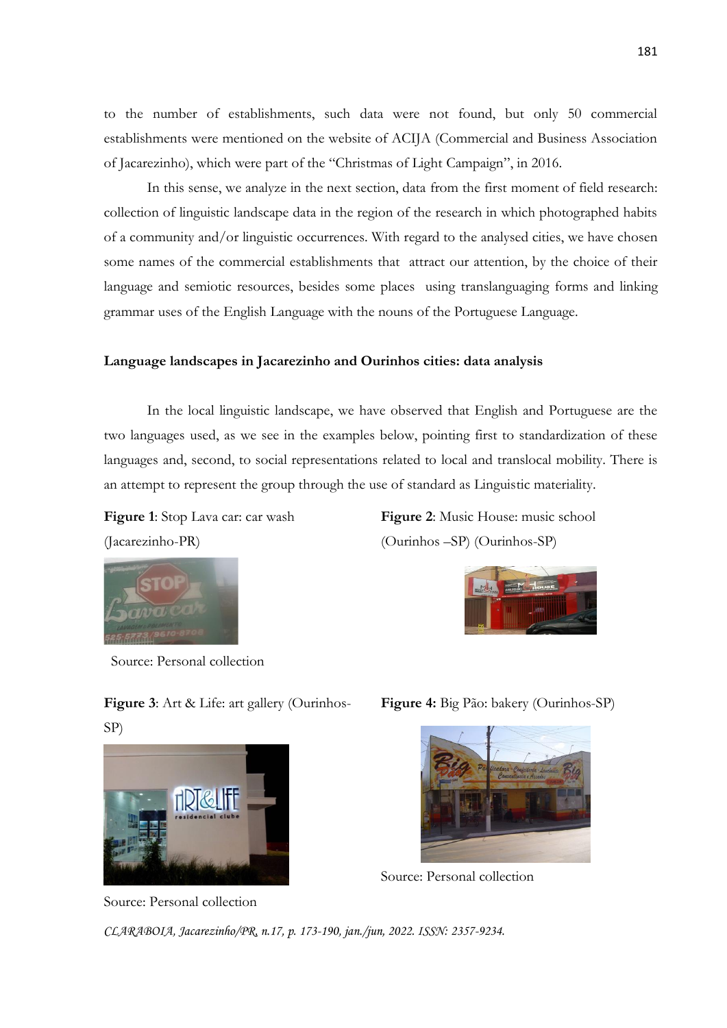to the number of establishments, such data were not found, but only 50 commercial establishments were mentioned on the website of ACIJA (Commercial and Business Association of Jacarezinho), which were part of the "Christmas of Light Campaign", in 2016.

In this sense, we analyze in the next section, data from the first moment of field research: collection of linguistic landscape data in the region of the research in which photographed habits of a community and/or linguistic occurrences. With regard to the analysed cities, we have chosen some names of the commercial establishments that attract our attention, by the choice of their language and semiotic resources, besides some places using translanguaging forms and linking grammar uses of the English Language with the nouns of the Portuguese Language.

**Language landscapes in Jacarezinho and Ourinhos cities: data analysis**

In the local linguistic landscape, we have observed that English and Portuguese are the two languages used, as we see in the examples below, pointing first to standardization of these languages and, second, to social representations related to local and translocal mobility. There is an attempt to represent the group through the use of standard as Linguistic materiality.

**Figure 1**: Stop Lava car: car wash (Jacarezinho-PR)

Source: Personal collection

**Figure 2**: Music House: music school (Ourinhos –SP) (Ourinhos-SP)

**Figure 3**: Art & Life: art gallery (Ourinhos-SP)

Source: Personal collection

**Figure 4:** Big Pão: bakery (Ourinhos-SP)

Source: Personal collection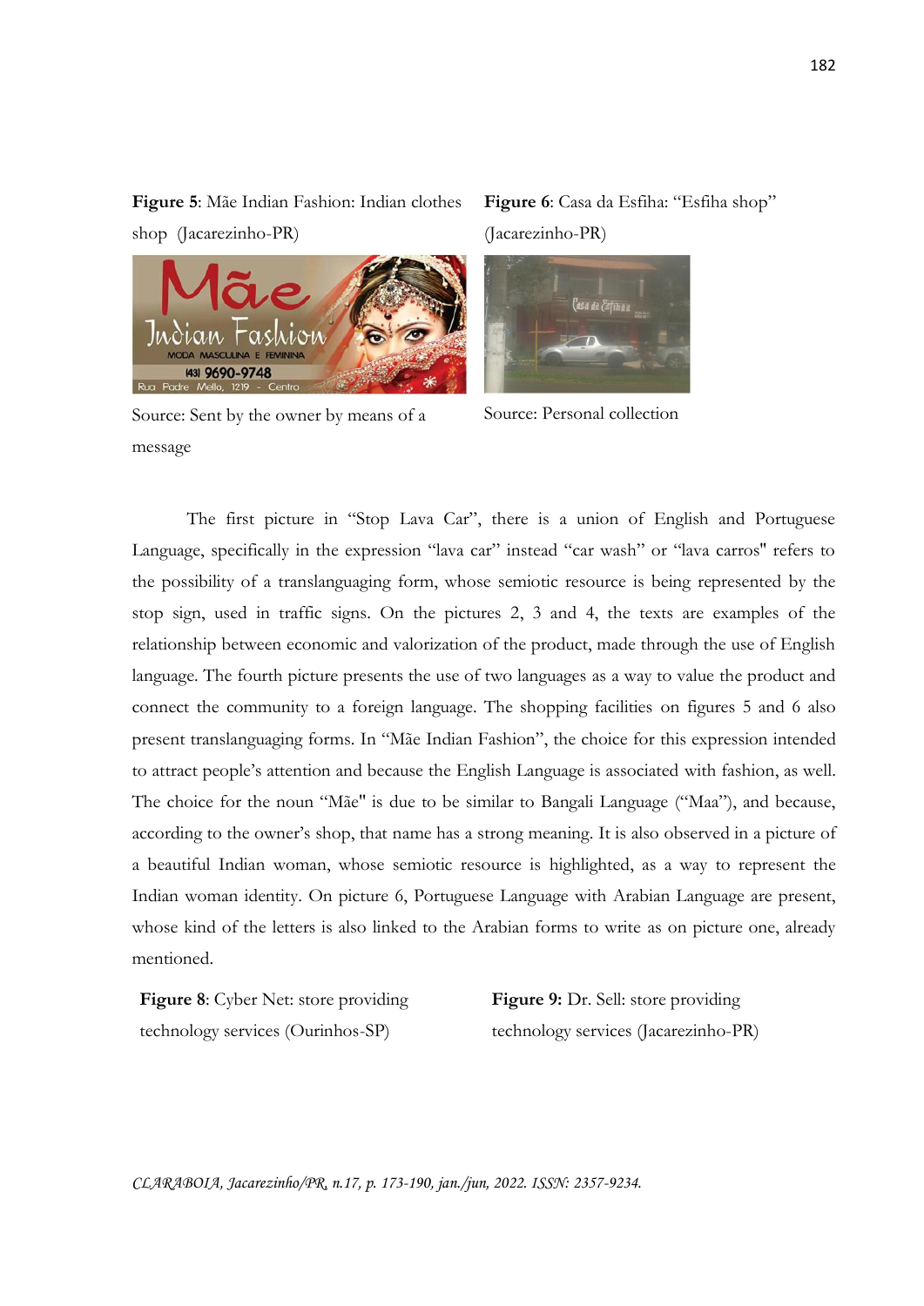**Figure 5**: Mãe Indian Fashion: Indian clothes shop (Jacarezinho-PR)

Source: Sent by the owner by means of a message

**Figure 6**: Casa da Esfiha: "Esfiha shop" (Jacarezinho-PR)

Source: Personal collection

The first picture in "Stop Lava Car", there is a union of English and Portuguese Language, specifically in the expression "lava car" instead "car wash" or "lava carros" refers to the possibility of a translanguaging form, whose semiotic resource is being represented by the stop sign, used in traffic signs. On the pictures 2, 3 and 4, the texts are examples of the relationship between economic and valorization of the product, made through the use of English language. The fourth picture presents the use of two languages as a way to value the product and connect the community to a foreign language. The shopping facilities on figures 5 and 6 also present translanguaging forms. In "Mãe Indian Fashion", the choice for this expression intended to attract people's attention and because the English Language is associated with fashion, as well. The choice for the noun "Mãe" is due to be similar to Bangali Language ("Maa"), and because, according to the owner's shop, that name has a strong meaning. It is also observed in a picture of a beautiful Indian woman, whose semiotic resource is highlighted, as a way to represent the Indian woman identity. On picture 6, Portuguese Language with Arabian Language are present, whose kind of the letters is also linked to the Arabian forms to write as on picture one, already mentioned.

**Figure 8**: Cyber Net: store providing technology services (Ourinhos-SP)

**Figure 9:** Dr. Sell: store providing technology services (Jacarezinho-PR)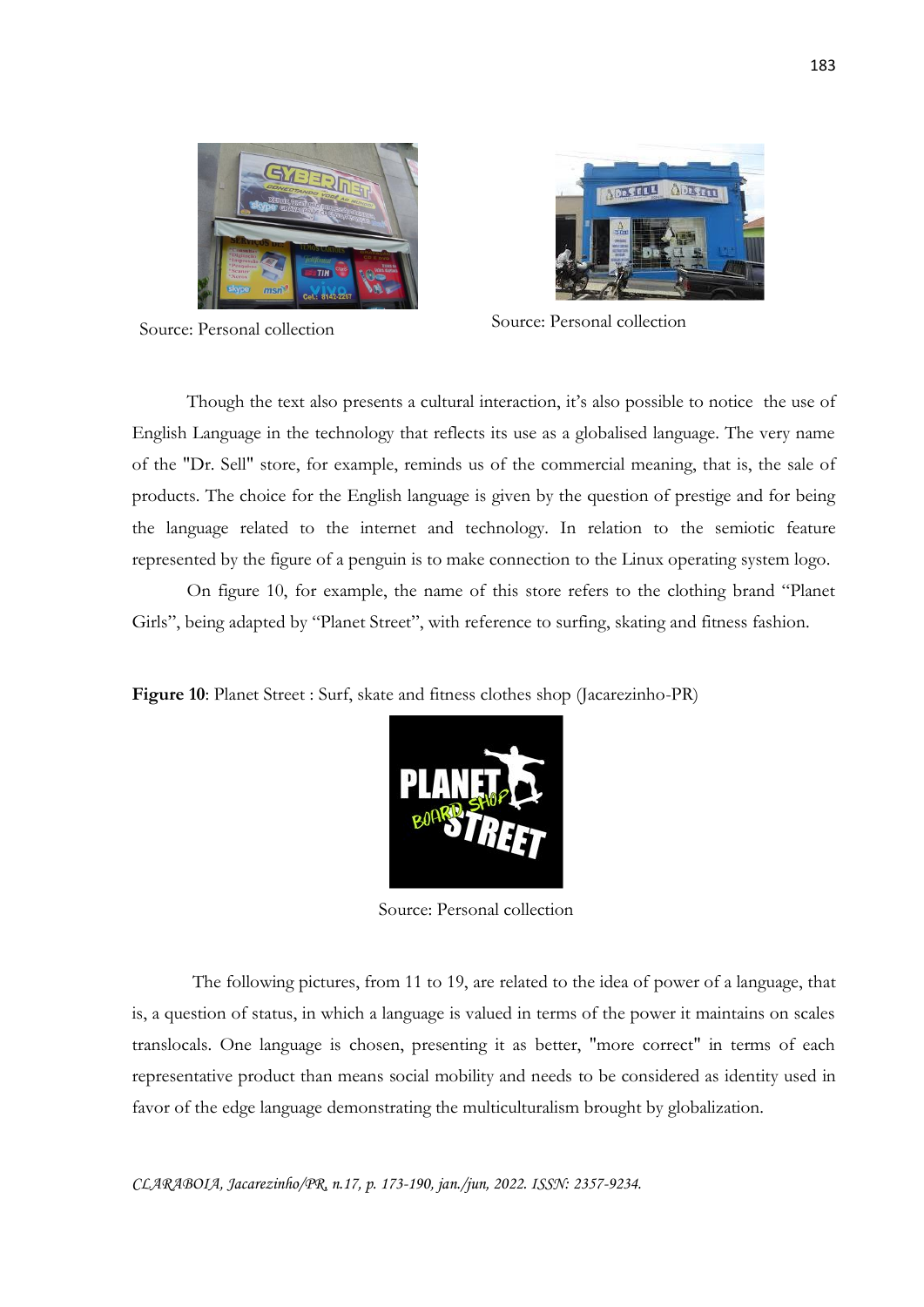Source: Personal collection

Source: Personal collection

Though the text also presents a cultural interaction, it's also possible to notice the use of English Language in the technology that reflects its use as a globalised language. The very name of the "Dr. Sell" store, for example, reminds us of the commercial meaning, that is, the sale of products. The choice for the English language is given by the question of prestige and for being the language related to the internet and technology. In relation to the semiotic feature represented by the figure of a penguin is to make connection to the Linux operating system logo.

On figure 10, for example, the name of this store refers to the clothing brand "Planet Girls", being adapted by "Planet Street", with reference to surfing, skating and fitness fashion.

**Figure 10**: Planet Street : Surf, skate and fitness clothes shop (Jacarezinho-PR)

Source: Personal collection

The following pictures, from 11 to 19, are related to the idea of power of a language, that is, a question of status, in which a language is valued in terms of the power it maintains on scales translocals. One language is chosen, presenting it as better, "more correct" in terms of each representative product than means social mobility and needs to be considered as identity used in favor of the edge language demonstrating the multiculturalism brought by globalization.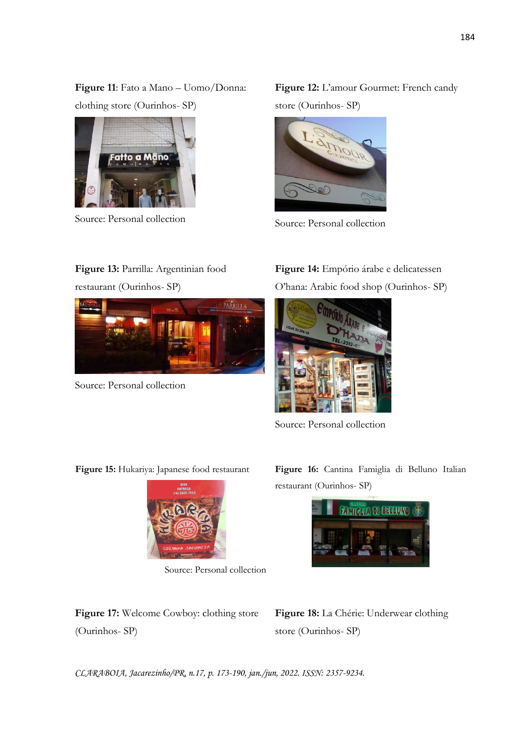**Figure 11**: Fato a Mano – Uomo/Donna: clothing store (Ourinhos- SP)

Source: Personal collection

**Figure 12:** L'amour Gourmet: French candy store (Ourinhos- SP)

Source: Personal collection

**Figure 13:** Parrilla: Argentinian food restaurant (Ourinhos- SP)

Source: Personal collection

**Figure 14:** Empório árabe e delicatessen O'hana: Arabic food shop (Ourinhos- SP)

Source: Personal collection

**Figure 15:** Hukariya: Japanese food restaurant

Source: Personal collection

**Figure 16:** Cantina Famiglia di Belluno Italian restaurant (Ourinhos- SP)

**Figure 17:** Welcome Cowboy: clothing store (Ourinhos- SP)

**Figure 18:** La Chérie: Underwear clothing store (Ourinhos- SP)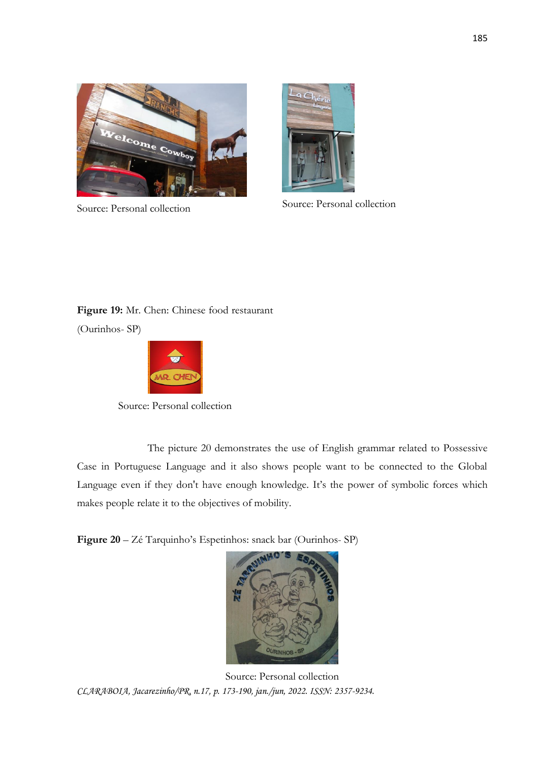Source: Personal collection

Source: Personal collection

**Figure 19:** Mr. Chen: Chinese food restaurant (Ourinhos- SP)

Source: Personal collection

The picture 20 demonstrates the use of English grammar related to Possessive Case in Portuguese Language and it also shows people want to be connected to the Global Language even if they don't have enough knowledge. It's the power of symbolic forces which makes people relate it to the objectives of mobility.

**Figure 20** – Zé Tarquinho's Espetinhos: snack bar (Ourinhos- SP)

Source: Personal collection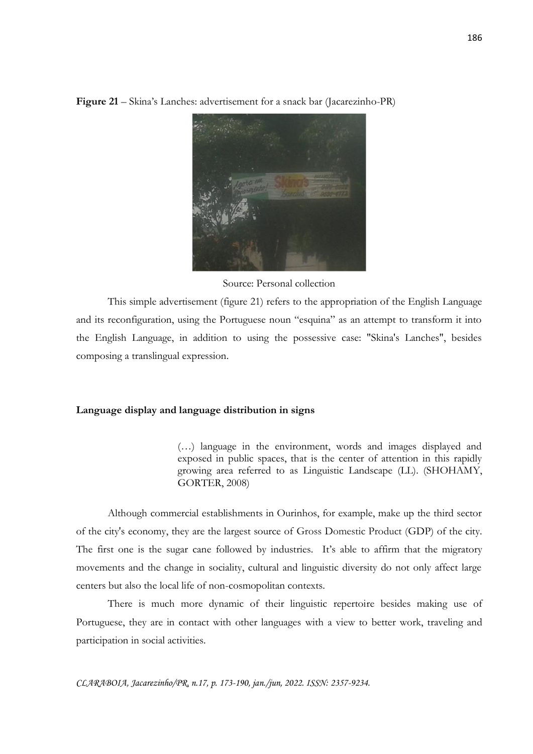**Figure 21** – Skina's Lanches: advertisement for a snack bar (Jacarezinho-PR)

Source: Personal collection

This simple advertisement (figure 21) refers to the appropriation of the English Language and its reconfiguration, using the Portuguese noun "esquina" as an attempt to transform it into the English Language, in addition to using the possessive case: "Skina's Lanches", besides composing a translingual expression.

**Language display and language distribution in signs**

> (…) language in the environment, words and images displayed and exposed in public spaces, that is the center of attention in this rapidly growing area referred to as Linguistic Landscape (LL). (SHOHAMY, GORTER, 2008)

Although commercial establishments in Ourinhos, for example, make up the third sector of the city's economy, they are the largest source of Gross Domestic Product (GDP) of the city. The first one is the sugar cane followed by industries. It's able to affirm that the migratory movements and the change in sociality, cultural and linguistic diversity do not only affect large centers but also the local life of non-cosmopolitan contexts.

There is much more dynamic of their linguistic repertoire besides making use of Portuguese, they are in contact with other languages with a view to better work, traveling and participation in social activities.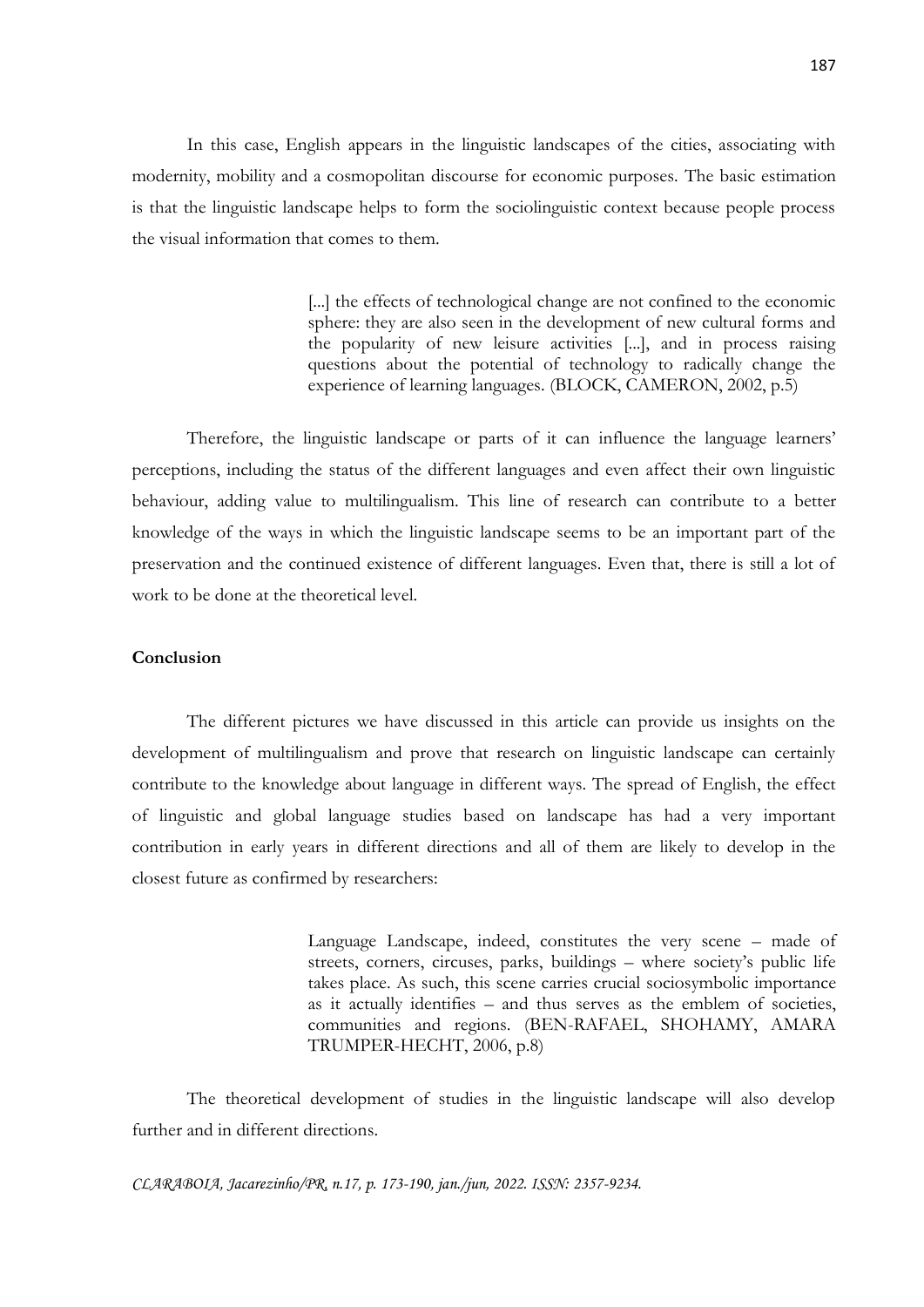In this case, English appears in the linguistic landscapes of the cities, associating with modernity, mobility and a cosmopolitan discourse for economic purposes. The basic estimation is that the linguistic landscape helps to form the sociolinguistic context because people process the visual information that comes to them.

> [...] the effects of technological change are not confined to the economic sphere: they are also seen in the development of new cultural forms and the popularity of new leisure activities [...], and in process raising questions about the potential of technology to radically change the experience of learning languages. (BLOCK, CAMERON, 2002, p.5)

Therefore, the linguistic landscape or parts of it can influence the language learners' perceptions, including the status of the different languages and even affect their own linguistic behaviour, adding value to multilingualism. This line of research can contribute to a better knowledge of the ways in which the linguistic landscape seems to be an important part of the preservation and the continued existence of different languages. Even that, there is still a lot of work to be done at the theoretical level.

## Conclusion

The different pictures we have discussed in this article can provide us insights on the development of multilingualism and prove that research on linguistic landscape can certainly contribute to the knowledge about language in different ways. The spread of English, the effect of linguistic and global language studies based on landscape has had a very important contribution in early years in different directions and all of them are likely to develop in the closest future as confirmed by researchers:

> Language Landscape, indeed, constitutes the very scene – made of streets, corners, circuses, parks, buildings – where society's public life takes place. As such, this scene carries crucial sociosymbolic importance as it actually identifies – and thus serves as the emblem of societies, communities and regions. (BEN-RAFAEL, SHOHAMY, AMARA TRUMPER-HECHT, 2006, p.8)

The theoretical development of studies in the linguistic landscape will also develop further and in different directions.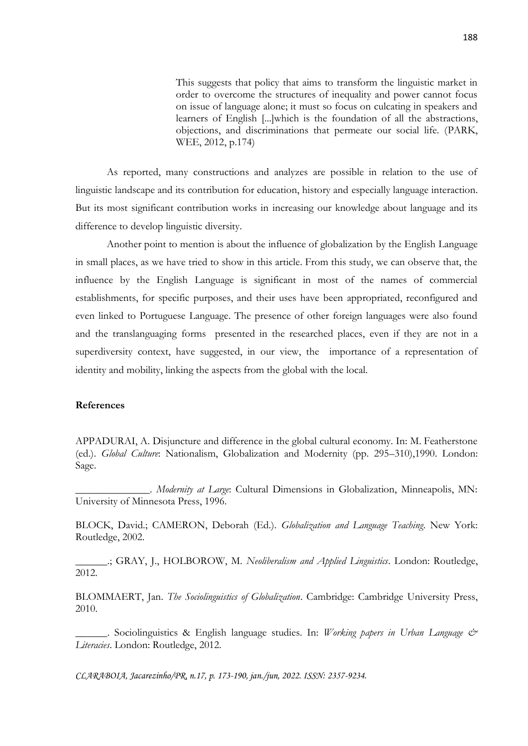> This suggests that policy that aims to transform the linguistic market in order to overcome the structures of inequality and power cannot focus on issue of language alone; it must so focus on culcating in speakers and learners of English [...]which is the foundation of all the abstractions, objections, and discriminations that permeate our social life. (PARK, WEE, 2012, p.174)

As reported, many constructions and analyzes are possible in relation to the use of linguistic landscape and its contribution for education, history and especially language interaction. But its most significant contribution works in increasing our knowledge about language and its difference to develop linguistic diversity.

Another point to mention is about the influence of globalization by the English Language in small places, as we have tried to show in this article. From this study, we can observe that, the influence by the English Language is significant in most of the names of commercial establishments, for specific purposes, and their uses have been appropriated, reconfigured and even linked to Portuguese Language. The presence of other foreign languages were also found and the translanguaging forms presented in the researched places, even if they are not in a superdiversity context, have suggested, in our view, the importance of a representation of identity and mobility, linking the aspects from the global with the local.

**References**

APPADURAI, A. Disjuncture and difference in the global cultural economy. In: M. Featherstone (ed.). *Global Culture*: Nationalism, Globalization and Modernity (pp. 295–310),1990. London: Sage.

______________. *Modernity at Large*: Cultural Dimensions in Globalization, Minneapolis, MN: University of Minnesota Press, 1996.

BLOCK, David.; CAMERON, Deborah (Ed.). *Globalization and Language Teaching*. New York: Routledge, 2002.

______.; GRAY, J., HOLBOROW, M. *Neoliberalism and Applied Linguistics*. London: Routledge, 2012.

BLOMMAERT, Jan. *The Sociolinguistics of Globalization*. Cambridge: Cambridge University Press, 2010.

______. Sociolinguistics & English language studies. In: *Working papers in Urban Language & Literacies*. London: Routledge, 2012.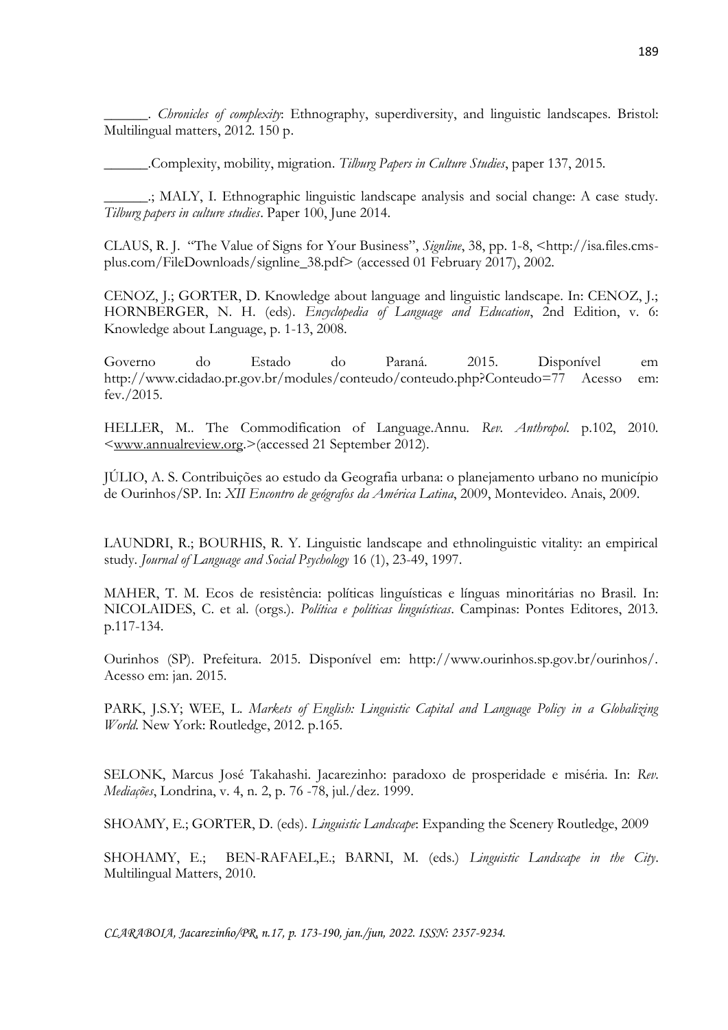______. *Chronicles of complexity*: Ethnography, superdiversity, and linguistic landscapes. Bristol: Multilingual matters, 2012. 150 p.

______.Complexity, mobility, migration. *Tilburg Papers in Culture Studies*, paper 137, 2015.

______.; MALY, I. Ethnographic linguistic landscape analysis and social change: A case study. *Tilburg papers in culture studies*. Paper 100, June 2014.

CLAUS, R. J. "The Value of Signs for Your Business", *Signline*, 38, pp. 1-8, <http://isa.files.cms-plus.com/FileDownloads/signline_38.pdf> (accessed 01 February 2017), 2002.

CENOZ, J.; GORTER, D. Knowledge about language and linguistic landscape. In: CENOZ, J.; HORNBERGER, N. H. (eds). *Encyclopedia of Language and Education*, 2nd Edition, v. 6: Knowledge about Language, p. 1-13, 2008.

Governo do Estado do Paraná. 2015. Disponível em http://www.cidadao.pr.gov.br/modules/conteudo/conteudo.php?Conteudo=77 Acesso em: fev./2015.

HELLER, M.. The Commodification of Language.Annu. *Rev. Anthropol*. p.102, 2010. <www.annualreview.org.>(accessed 21 September 2012).

JÚLIO, A. S. Contribuições ao estudo da Geografia urbana: o planejamento urbano no município de Ourinhos/SP. In: *XII Encontro de geógrafos da América Latina*, 2009, Montevideo. Anais, 2009.

LAUNDRI, R.; BOURHIS, R. Y. Linguistic landscape and ethnolinguistic vitality: an empirical study. *Journal of Language and Social Psychology* 16 (1), 23-49, 1997.

MAHER, T. M. Ecos de resistência: políticas linguísticas e línguas minoritárias no Brasil. In: NICOLAIDES, C. et al. (orgs.). *Política e políticas linguísticas*. Campinas: Pontes Editores, 2013. p.117-134.

Ourinhos (SP). Prefeitura. 2015. Disponível em: http://www.ourinhos.sp.gov.br/ourinhos/. Acesso em: jan. 2015.

PARK, J.S.Y; WEE, L. *Markets of English: Linguistic Capital and Language Policy in a Globalizing World*. New York: Routledge, 2012. p.165.

SELONK, Marcus José Takahashi. Jacarezinho: paradoxo de prosperidade e miséria. In: *Rev. Mediações*, Londrina, v. 4, n. 2, p. 76 -78, jul./dez. 1999.

SHOAMY, E.; GORTER, D. (eds). *Linguistic Landscape*: Expanding the Scenery Routledge, 2009

SHOHAMY, E.; BEN-RAFAEL,E.; BARNI, M. (eds.) *Linguistic Landscape in the City*. Multilingual Matters, 2010.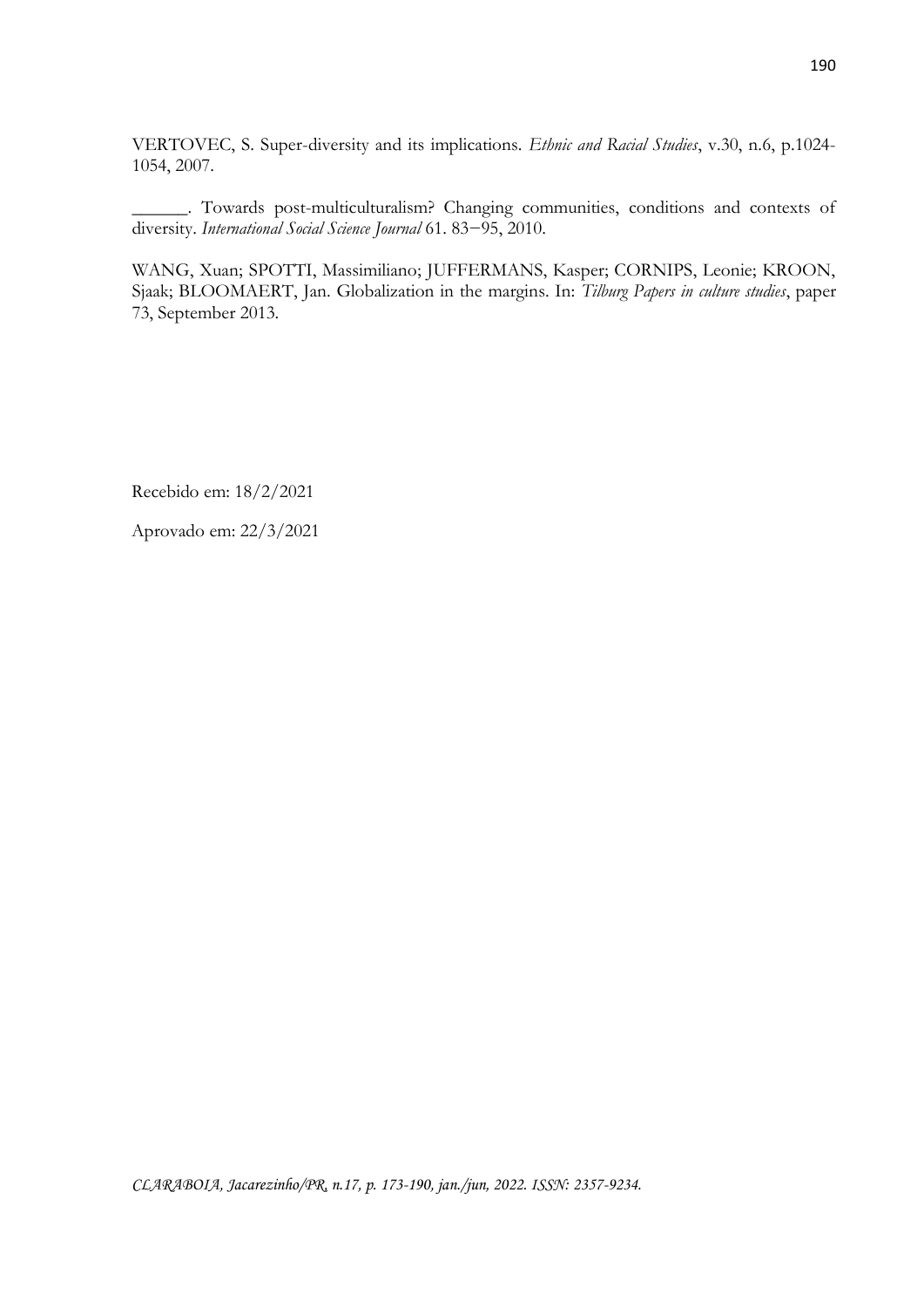VERTOVEC, S. Super-diversity and its implications. *Ethnic and Racial Studies*, v.30, n.6, p.1024-1054, 2007.

______. Towards post-multiculturalism? Changing communities, conditions and contexts of diversity. *International Social Science Journal* 61. 83−95, 2010.

WANG, Xuan; SPOTTI, Massimiliano; JUFFERMANS, Kasper; CORNIPS, Leonie; KROON, Sjaak; BLOOMAERT, Jan. Globalization in the margins. In: *Tilburg Papers in culture studies*, paper 73, September 2013.

Recebido em: 18/2/2021

Aprovado em: 22/3/2021